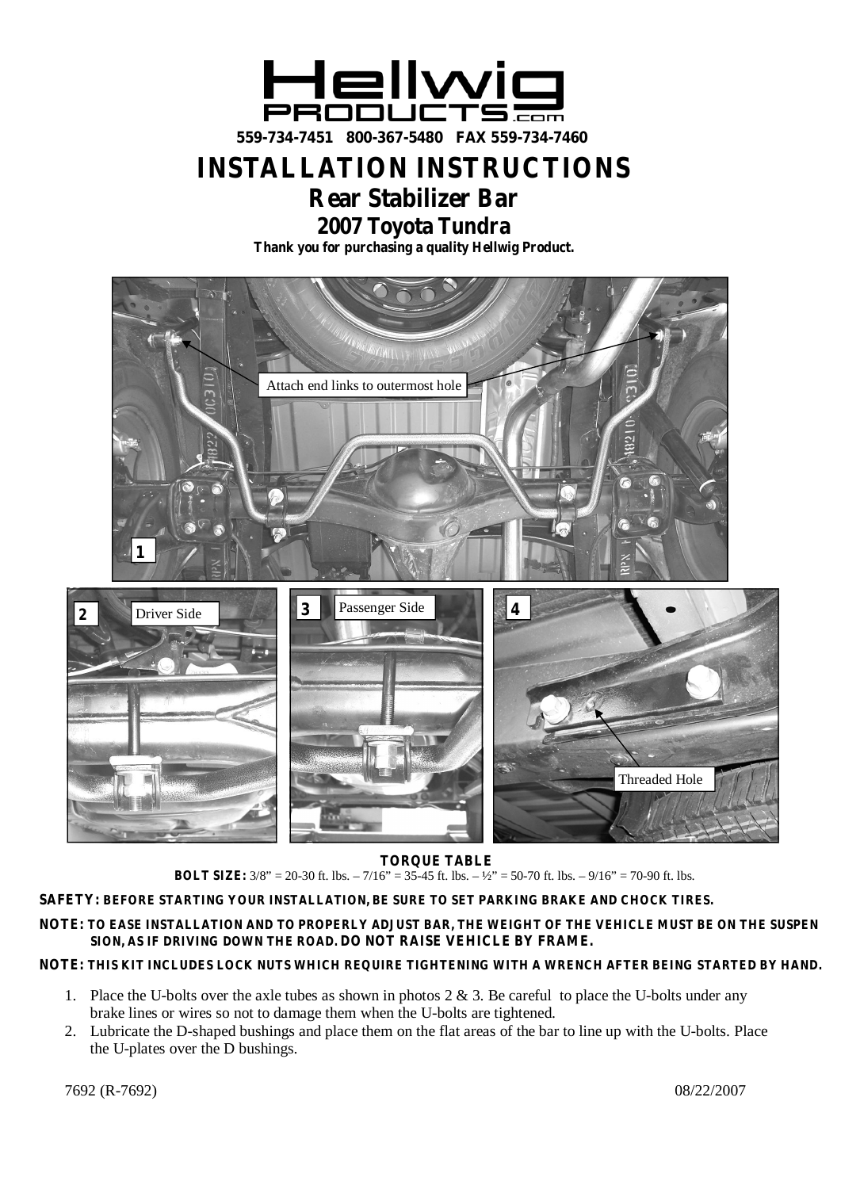Hellwig PRODUCTS.com

559-734-7451 800-367-5480 FAX 559-734-7460

# INSTALLATION INSTRUCTIONS

## Rear Stabilizer Bar

## 2007 Toyota Tundra

**Thank you for purchasing a quality Hellwig Product.**

Attach end links to outermost hole

1

2 Driver Side

3 Passenger Side

4

Threaded Hole

**TORQUE TABLE**

**BOLT SIZE:** 3/8" = 20-30 ft. lbs. – 7/16" = 35-45 ft. lbs. – ½" = 50-70 ft. lbs. – 9/16" = 70-90 ft. lbs.

**SAFETY: BEFORE STARTING YOUR INSTALLATION, BE SURE TO SET PARKING BRAKE AND CHOCK TIRES.**

**NOTE: TO EASE INSTALLATION AND TO PROPERLY ADJUST BAR, THE WEIGHT OF THE VEHICLE MUST BE ON THE SUSPENSION, AS IF DRIVING DOWN THE ROAD. DO NOT RAISE VEHICLE BY FRAME.**

**NOTE: THIS KIT INCLUDES LOCK NUTS WHICH REQUIRE TIGHTENING WITH A WRENCH AFTER BEING STARTED BY HAND.**

1. Place the U-bolts over the axle tubes as shown in photos 2 & 3. Be careful to place the U-bolts under any brake lines or wires so not to damage them when the U-bolts are tightened.
2. Lubricate the D-shaped bushings and place them on the flat areas of the bar to line up with the U-bolts. Place the U-plates over the D bushings.

7692 (R-7692) 08/22/2007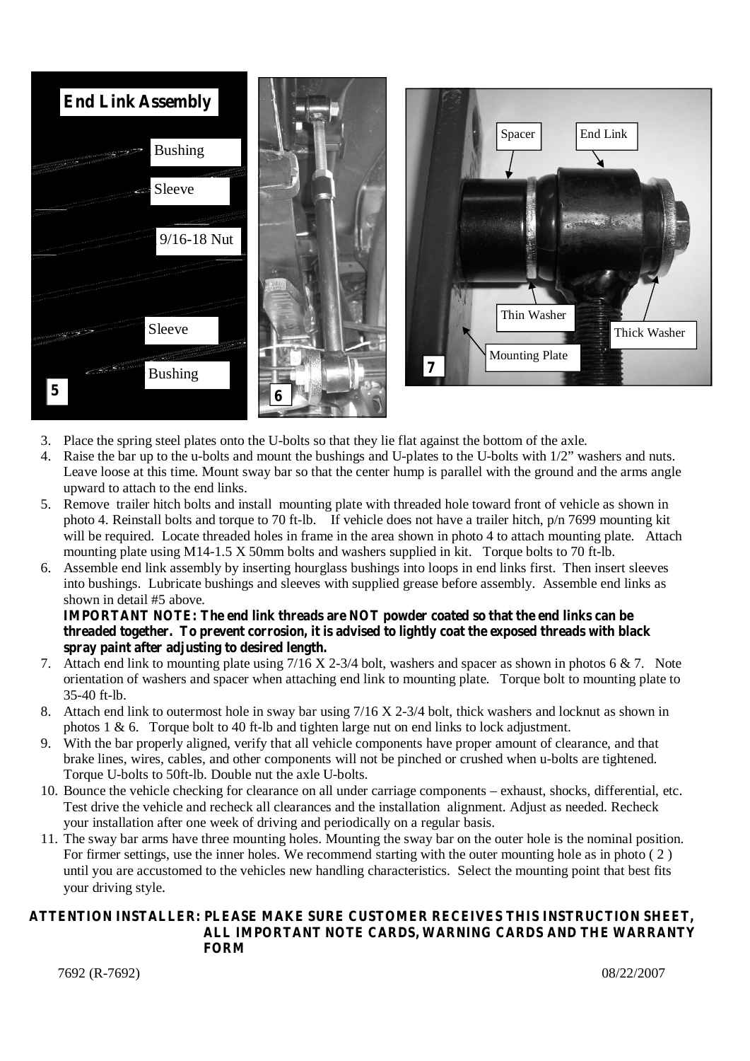**End Link Assembly**

Bushing

Sleeve

9/16-18 Nut

Sleeve

Bushing

5

6

Spacer

End Link

Thin Washer

Thick Washer

Mounting Plate

7

3. Place the spring steel plates onto the U-bolts so that they lie flat against the bottom of the axle.
4. Raise the bar up to the u-bolts and mount the bushings and U-plates to the U-bolts with 1/2" washers and nuts. Leave loose at this time. Mount sway bar so that the center hump is parallel with the ground and the arms angle upward to attach to the end links.
5. Remove trailer hitch bolts and install mounting plate with threaded hole toward front of vehicle as shown in photo 4. Reinstall bolts and torque to 70 ft-lb. If vehicle does not have a trailer hitch, p/n 7699 mounting kit will be required. Locate threaded holes in frame in the area shown in photo 4 to attach mounting plate. Attach mounting plate using M14-1.5 X 50mm bolts and washers supplied in kit. Torque bolts to 70 ft-lb.
6. Assemble end link assembly by inserting hourglass bushings into loops in end links first. Then insert sleeves into bushings. Lubricate bushings and sleeves with supplied grease before assembly. Assemble end links as shown in detail #5 above.

   **IMPORTANT NOTE: The end link threads are NOT powder coated so that the end links can be threaded together. To prevent corrosion, it is advised to lightly coat the exposed threads with black spray paint after adjusting to desired length.**
7. Attach end link to mounting plate using 7/16 X 2-3/4 bolt, washers and spacer as shown in photos 6 & 7. Note orientation of washers and spacer when attaching end link to mounting plate. Torque bolt to mounting plate to 35-40 ft-lb.
8. Attach end link to outermost hole in sway bar using 7/16 X 2-3/4 bolt, thick washers and locknut as shown in photos 1 & 6. Torque bolt to 40 ft-lb and tighten large nut on end links to lock adjustment.
9. With the bar properly aligned, verify that all vehicle components have proper amount of clearance, and that brake lines, wires, cables, and other components will not be pinched or crushed when u-bolts are tightened. Torque U-bolts to 50ft-lb. Double nut the axle U-bolts.
10. Bounce the vehicle checking for clearance on all under carriage components – exhaust, shocks, differential, etc. Test drive the vehicle and recheck all clearances and the installation alignment. Adjust as needed. Recheck your installation after one week of driving and periodically on a regular basis.
11. The sway bar arms have three mounting holes. Mounting the sway bar on the outer hole is the nominal position. For firmer settings, use the inner holes. We recommend starting with the outer mounting hole as in photo ( 2 ) until you are accustomed to the vehicles new handling characteristics. Select the mounting point that best fits your driving style.

**ATTENTION INSTALLER: PLEASE MAKE SURE CUSTOMER RECEIVES THIS INSTRUCTION SHEET, ALL IMPORTANT NOTE CARDS, WARNING CARDS AND THE WARRANTY FORM**

7692 (R-7692) 08/22/2007